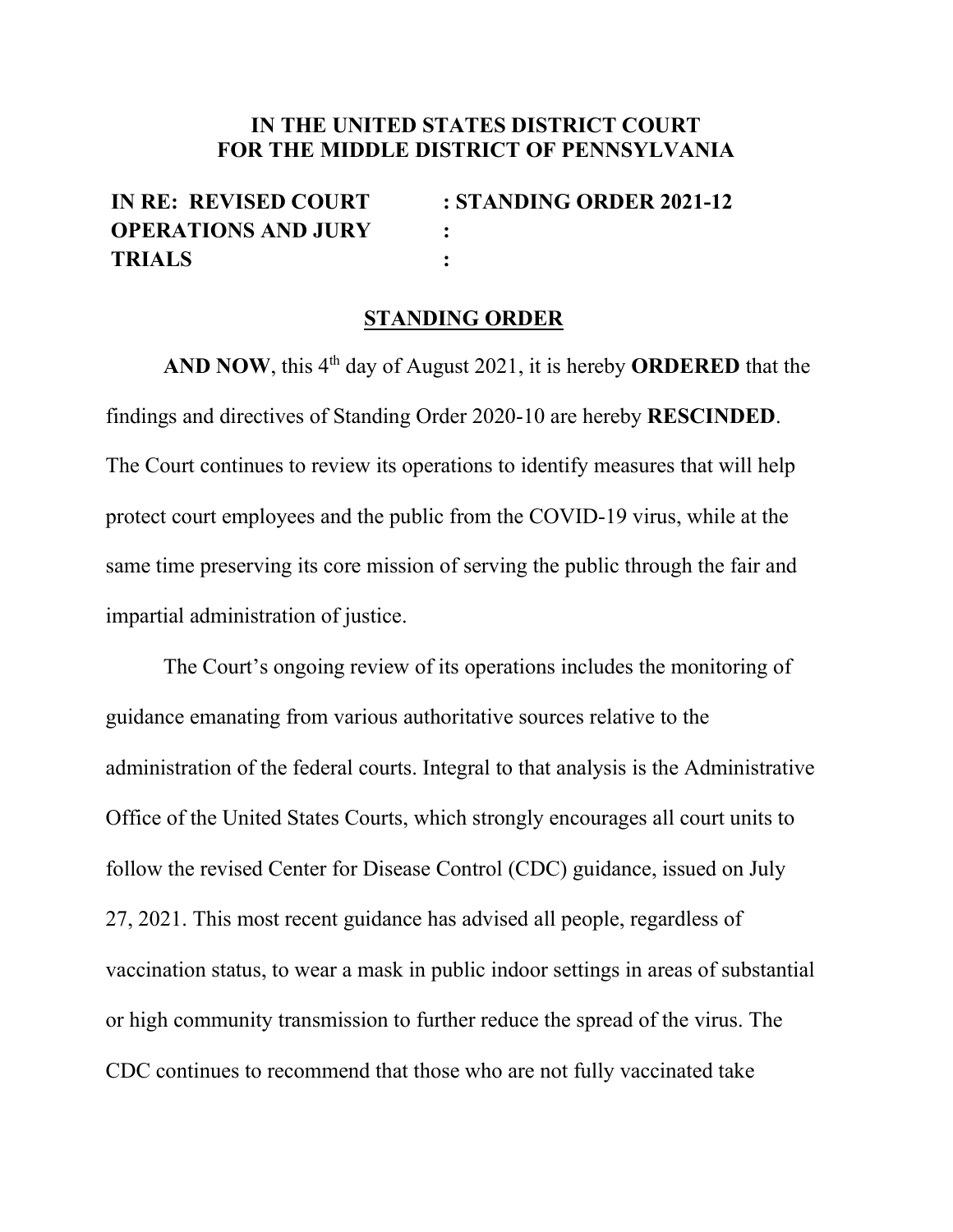**IN THE UNITED STATES DISTRICT COURT**
**FOR THE MIDDLE DISTRICT OF PENNSYLVANIA**

| | |
|---|---|
| **IN RE: REVISED COURT OPERATIONS AND JURY TRIALS** | **: STANDING ORDER 2021-12** |

## STANDING ORDER

**AND NOW**, this 4th day of August 2021, it is hereby **ORDERED** that the findings and directives of Standing Order 2020-10 are hereby **RESCINDED**. The Court continues to review its operations to identify measures that will help protect court employees and the public from the COVID-19 virus, while at the same time preserving its core mission of serving the public through the fair and impartial administration of justice.

The Court's ongoing review of its operations includes the monitoring of guidance emanating from various authoritative sources relative to the administration of the federal courts. Integral to that analysis is the Administrative Office of the United States Courts, which strongly encourages all court units to follow the revised Center for Disease Control (CDC) guidance, issued on July 27, 2021. This most recent guidance has advised all people, regardless of vaccination status, to wear a mask in public indoor settings in areas of substantial or high community transmission to further reduce the spread of the virus. The CDC continues to recommend that those who are not fully vaccinated take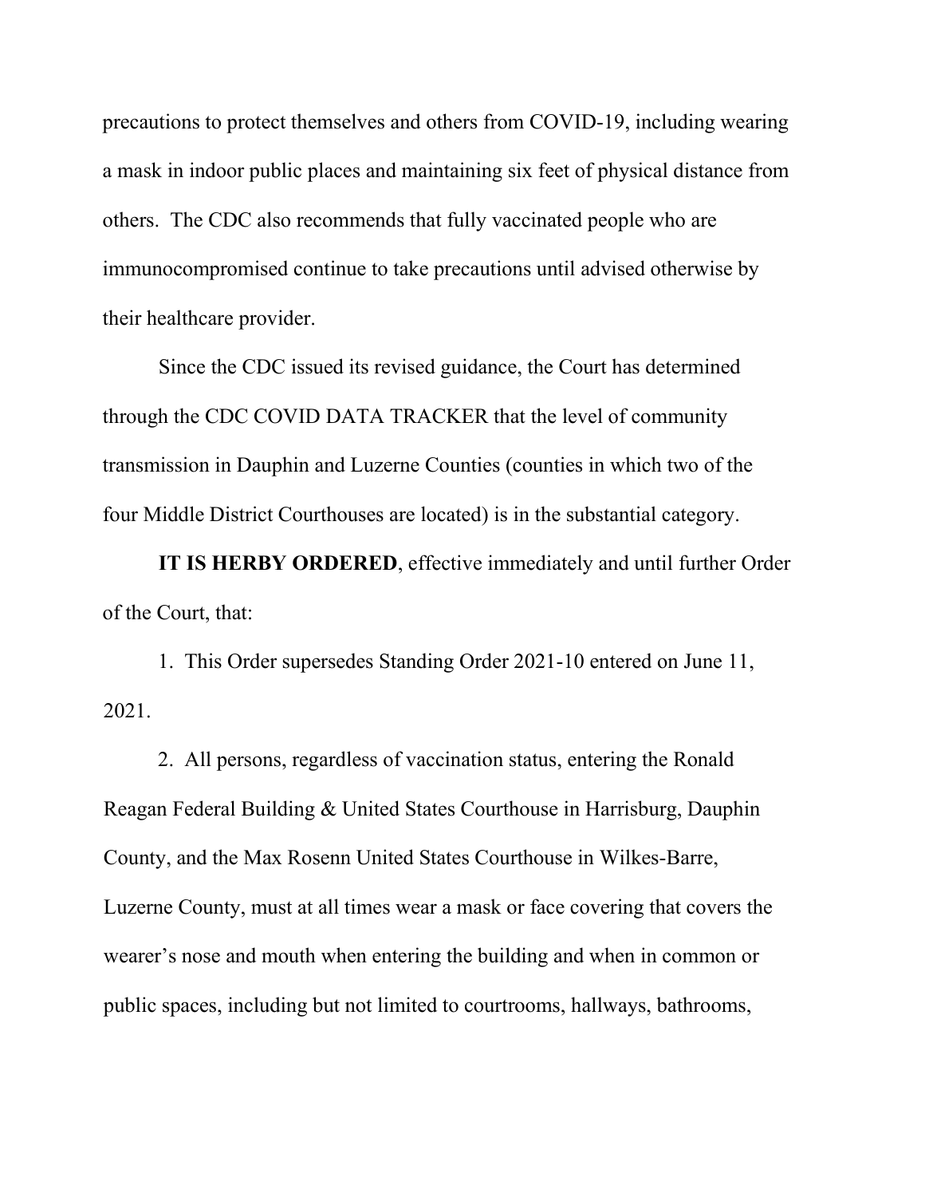precautions to protect themselves and others from COVID-19, including wearing a mask in indoor public places and maintaining six feet of physical distance from others. The CDC also recommends that fully vaccinated people who are immunocompromised continue to take precautions until advised otherwise by their healthcare provider.

Since the CDC issued its revised guidance, the Court has determined through the CDC COVID DATA TRACKER that the level of community transmission in Dauphin and Luzerne Counties (counties in which two of the four Middle District Courthouses are located) is in the substantial category.

**IT IS HERBY ORDERED**, effective immediately and until further Order of the Court, that:

1. This Order supersedes Standing Order 2021-10 entered on June 11, 2021.

2. All persons, regardless of vaccination status, entering the Ronald Reagan Federal Building & United States Courthouse in Harrisburg, Dauphin County, and the Max Rosenn United States Courthouse in Wilkes-Barre, Luzerne County, must at all times wear a mask or face covering that covers the wearer's nose and mouth when entering the building and when in common or public spaces, including but not limited to courtrooms, hallways, bathrooms,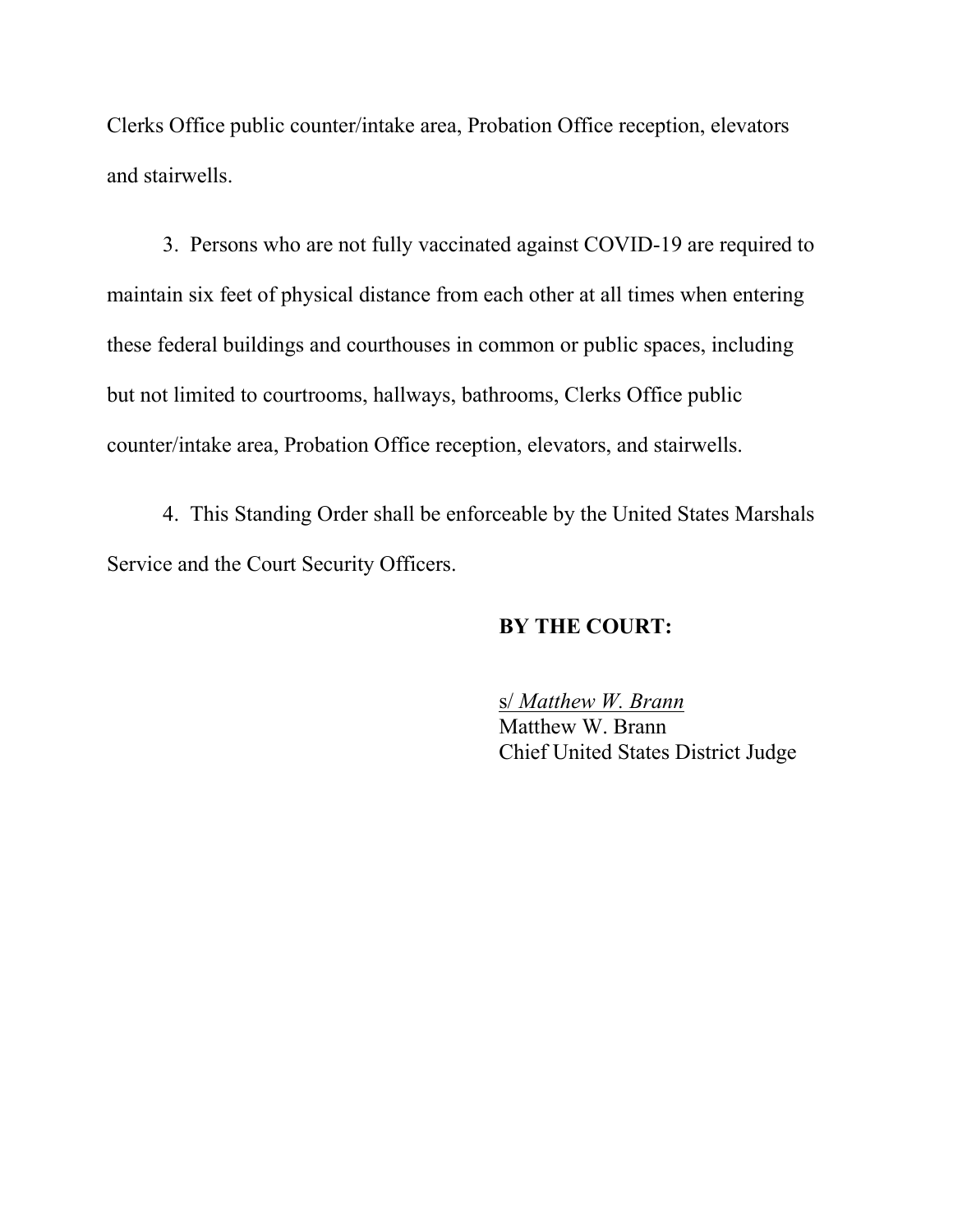Clerks Office public counter/intake area, Probation Office reception, elevators and stairwells.

3. Persons who are not fully vaccinated against COVID-19 are required to maintain six feet of physical distance from each other at all times when entering these federal buildings and courthouses in common or public spaces, including but not limited to courtrooms, hallways, bathrooms, Clerks Office public counter/intake area, Probation Office reception, elevators, and stairwells.

4. This Standing Order shall be enforceable by the United States Marshals Service and the Court Security Officers.

**BY THE COURT:**

s/ *Matthew W. Brann*
Matthew W. Brann
Chief United States District Judge